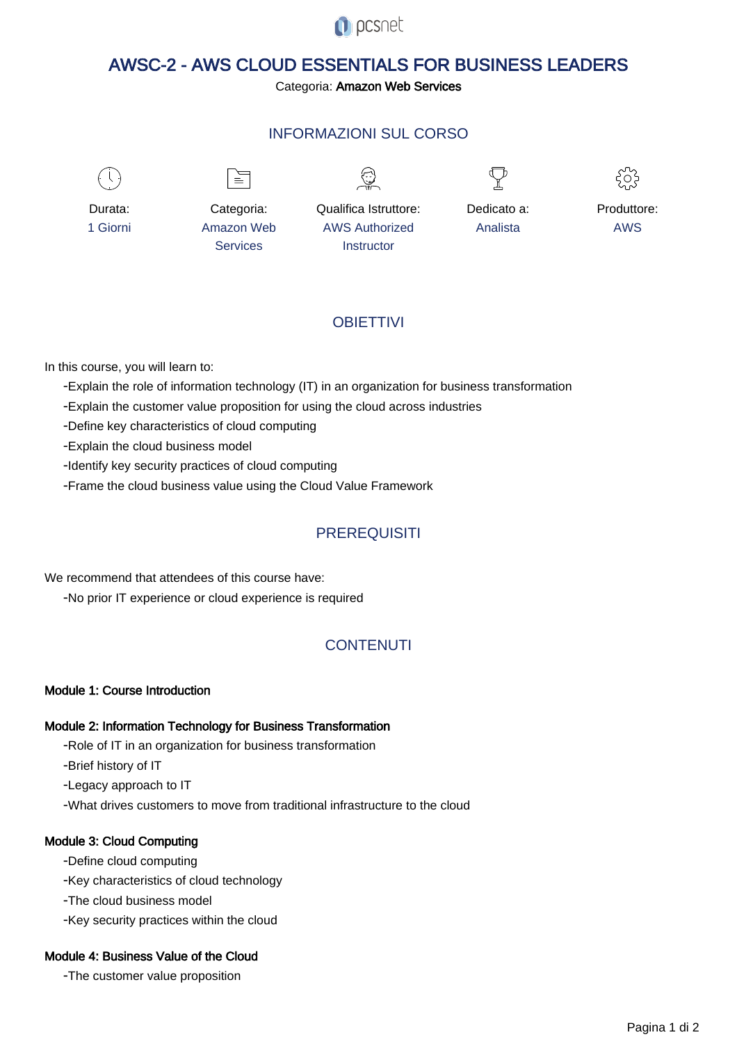pcsnet

# AWSC-2 - AWS CLOUD ESSENTIALS FOR BUSINESS LEADERS

Categoria: **Amazon Web Services**

## INFORMAZIONI SUL CORSO

| Durata: | Categoria: | Qualifica Istruttore: | Dedicato a: | Produttore: |
|---|---|---|---|---|
| 1 Giorni | Amazon Web Services | AWS Authorized Instructor | Analista | AWS |

## OBIETTIVI

In this course, you will learn to:

- Explain the role of information technology (IT) in an organization for business transformation
- Explain the customer value proposition for using the cloud across industries
- Define key characteristics of cloud computing
- Explain the cloud business model
- Identify key security practices of cloud computing
- Frame the cloud business value using the Cloud Value Framework

## PREREQUISITI

We recommend that attendees of this course have:

- No prior IT experience or cloud experience is required

## CONTENUTI

**Module 1: Course Introduction**

**Module 2: Information Technology for Business Transformation**

- Role of IT in an organization for business transformation
- Brief history of IT
- Legacy approach to IT
- What drives customers to move from traditional infrastructure to the cloud

**Module 3: Cloud Computing**

- Define cloud computing
- Key characteristics of cloud technology
- The cloud business model
- Key security practices within the cloud

**Module 4: Business Value of the Cloud**

- The customer value proposition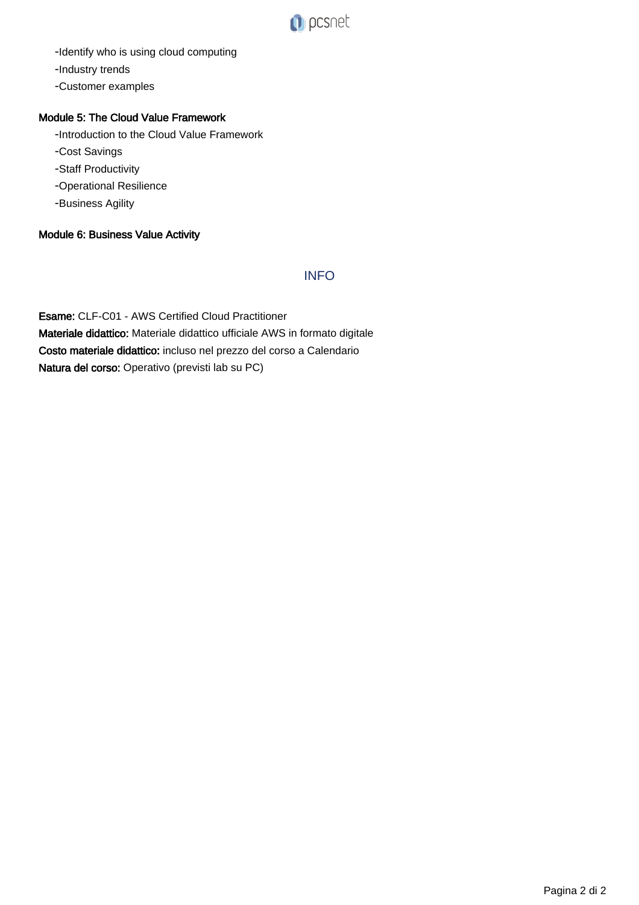- Identify who is using cloud computing
- Industry trends
- Customer examples

**Module 5: The Cloud Value Framework**

- Introduction to the Cloud Value Framework
- Cost Savings
- Staff Productivity
- Operational Resilience
- Business Agility

**Module 6: Business Value Activity**

## INFO

**Esame:** CLF-C01 - AWS Certified Cloud Practitioner
**Materiale didattico:** Materiale didattico ufficiale AWS in formato digitale
**Costo materiale didattico:** incluso nel prezzo del corso a Calendario
**Natura del corso:** Operativo (previsti lab su PC)